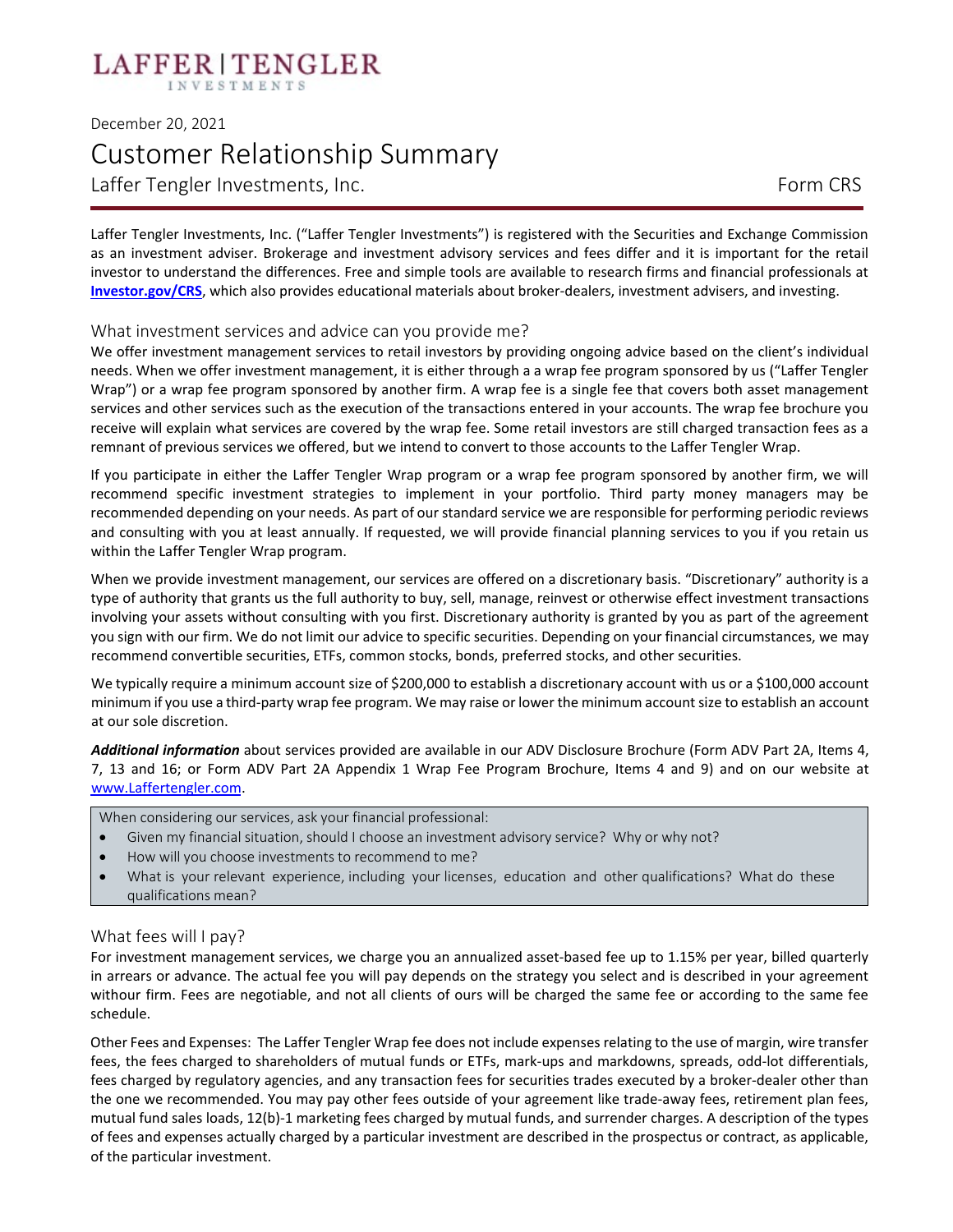LAFFER | TENGLER
INVESTMENTS

December 20, 2021

# Customer Relationship Summary

Laffer Tengler Investments, Inc. — Form CRS

Laffer Tengler Investments, Inc. ("Laffer Tengler Investments") is registered with the Securities and Exchange Commission as an investment adviser. Brokerage and investment advisory services and fees differ and it is important for the retail investor to understand the differences. Free and simple tools are available to research firms and financial professionals at **Investor.gov/CRS**, which also provides educational materials about broker-dealers, investment advisers, and investing.

## What investment services and advice can you provide me?

We offer investment management services to retail investors by providing ongoing advice based on the client's individual needs. When we offer investment management, it is either through a a wrap fee program sponsored by us ("Laffer Tengler Wrap") or a wrap fee program sponsored by another firm. A wrap fee is a single fee that covers both asset management services and other services such as the execution of the transactions entered in your accounts. The wrap fee brochure you receive will explain what services are covered by the wrap fee. Some retail investors are still charged transaction fees as a remnant of previous services we offered, but we intend to convert to those accounts to the Laffer Tengler Wrap.

If you participate in either the Laffer Tengler Wrap program or a wrap fee program sponsored by another firm, we will recommend specific investment strategies to implement in your portfolio. Third party money managers may be recommended depending on your needs. As part of our standard service we are responsible for performing periodic reviews and consulting with you at least annually. If requested, we will provide financial planning services to you if you retain us within the Laffer Tengler Wrap program.

When we provide investment management, our services are offered on a discretionary basis. "Discretionary" authority is a type of authority that grants us the full authority to buy, sell, manage, reinvest or otherwise effect investment transactions involving your assets without consulting with you first. Discretionary authority is granted by you as part of the agreement you sign with our firm. We do not limit our advice to specific securities. Depending on your financial circumstances, we may recommend convertible securities, ETFs, common stocks, bonds, preferred stocks, and other securities.

We typically require a minimum account size of $200,000 to establish a discretionary account with us or a $100,000 account minimum if you use a third-party wrap fee program. We may raise or lower the minimum account size to establish an account at our sole discretion.

***Additional information*** about services provided are available in our ADV Disclosure Brochure (Form ADV Part 2A, Items 4, 7, 13 and 16; or Form ADV Part 2A Appendix 1 Wrap Fee Program Brochure, Items 4 and 9) and on our website at www.Laffertengler.com.

When considering our services, ask your financial professional:

- Given my financial situation, should I choose an investment advisory service? Why or why not?
- How will you choose investments to recommend to me?
- What is your relevant experience, including your licenses, education and other qualifications? What do these qualifications mean?

## What fees will I pay?

For investment management services, we charge you an annualized asset-based fee up to 1.15% per year, billed quarterly in arrears or advance. The actual fee you will pay depends on the strategy you select and is described in your agreement withour firm. Fees are negotiable, and not all clients of ours will be charged the same fee or according to the same fee schedule.

Other Fees and Expenses: The Laffer Tengler Wrap fee does not include expenses relating to the use of margin, wire transfer fees, the fees charged to shareholders of mutual funds or ETFs, mark-ups and markdowns, spreads, odd-lot differentials, fees charged by regulatory agencies, and any transaction fees for securities trades executed by a broker-dealer other than the one we recommended. You may pay other fees outside of your agreement like trade-away fees, retirement plan fees, mutual fund sales loads, 12(b)-1 marketing fees charged by mutual funds, and surrender charges. A description of the types of fees and expenses actually charged by a particular investment are described in the prospectus or contract, as applicable, of the particular investment.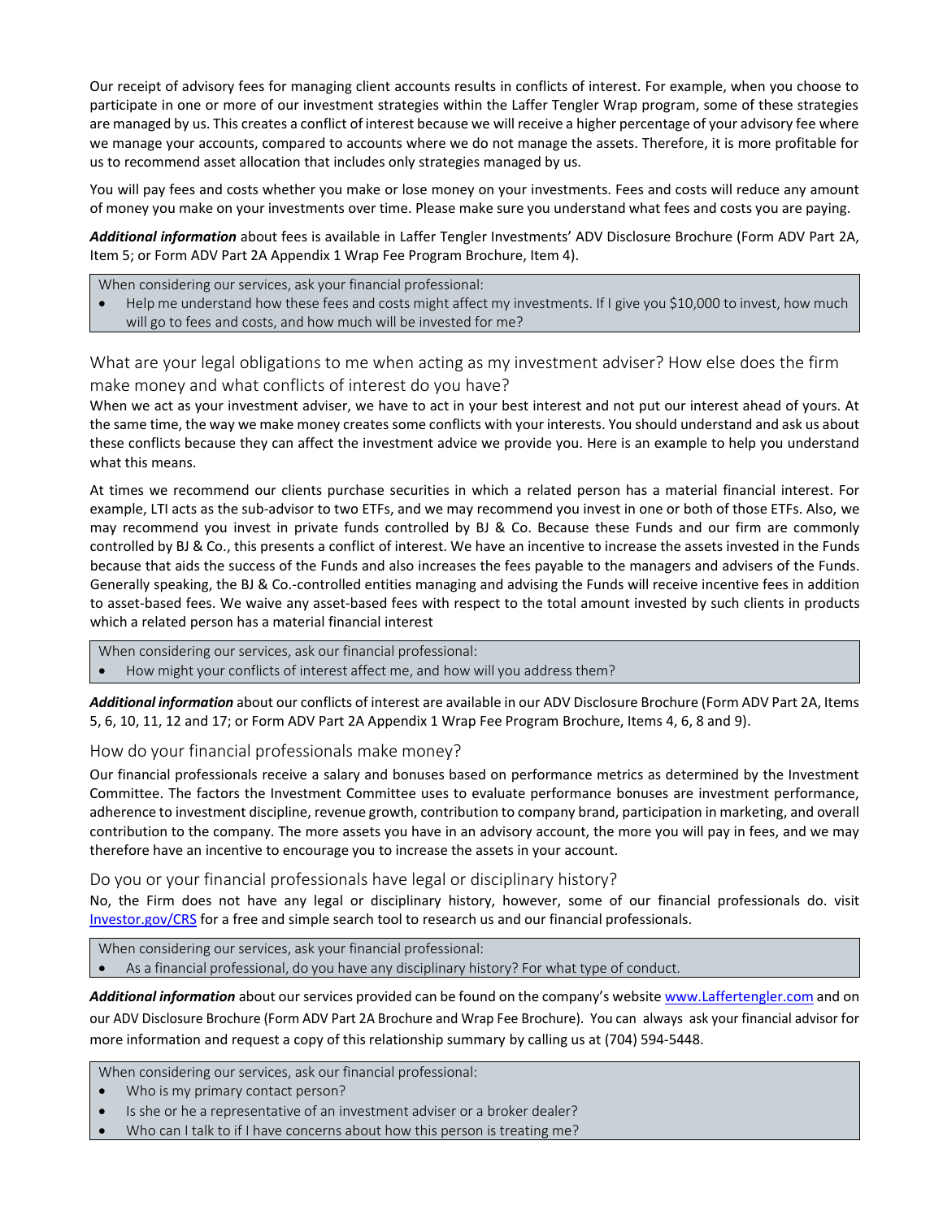Our receipt of advisory fees for managing client accounts results in conflicts of interest. For example, when you choose to participate in one or more of our investment strategies within the Laffer Tengler Wrap program, some of these strategies are managed by us. This creates a conflict of interest because we will receive a higher percentage of your advisory fee where we manage your accounts, compared to accounts where we do not manage the assets. Therefore, it is more profitable for us to recommend asset allocation that includes only strategies managed by us.

You will pay fees and costs whether you make or lose money on your investments. Fees and costs will reduce any amount of money you make on your investments over time. Please make sure you understand what fees and costs you are paying.

***Additional information*** about fees is available in Laffer Tengler Investments' ADV Disclosure Brochure (Form ADV Part 2A, Item 5; or Form ADV Part 2A Appendix 1 Wrap Fee Program Brochure, Item 4).

> When considering our services, ask your financial professional:
> - Help me understand how these fees and costs might affect my investments. If I give you $10,000 to invest, how much will go to fees and costs, and how much will be invested for me?

## What are your legal obligations to me when acting as my investment adviser? How else does the firm make money and what conflicts of interest do you have?

When we act as your investment adviser, we have to act in your best interest and not put our interest ahead of yours. At the same time, the way we make money creates some conflicts with your interests. You should understand and ask us about these conflicts because they can affect the investment advice we provide you. Here is an example to help you understand what this means.

At times we recommend our clients purchase securities in which a related person has a material financial interest. For example, LTI acts as the sub-advisor to two ETFs, and we may recommend you invest in one or both of those ETFs. Also, we may recommend you invest in private funds controlled by BJ & Co. Because these Funds and our firm are commonly controlled by BJ & Co., this presents a conflict of interest. We have an incentive to increase the assets invested in the Funds because that aids the success of the Funds and also increases the fees payable to the managers and advisers of the Funds. Generally speaking, the BJ & Co.-controlled entities managing and advising the Funds will receive incentive fees in addition to asset-based fees. We waive any asset-based fees with respect to the total amount invested by such clients in products which a related person has a material financial interest

> When considering our services, ask our financial professional:
> - How might your conflicts of interest affect me, and how will you address them?

***Additional information*** about our conflicts of interest are available in our ADV Disclosure Brochure (Form ADV Part 2A, Items 5, 6, 10, 11, 12 and 17; or Form ADV Part 2A Appendix 1 Wrap Fee Program Brochure, Items 4, 6, 8 and 9).

## How do your financial professionals make money?

Our financial professionals receive a salary and bonuses based on performance metrics as determined by the Investment Committee. The factors the Investment Committee uses to evaluate performance bonuses are investment performance, adherence to investment discipline, revenue growth, contribution to company brand, participation in marketing, and overall contribution to the company. The more assets you have in an advisory account, the more you will pay in fees, and we may therefore have an incentive to encourage you to increase the assets in your account.

## Do you or your financial professionals have legal or disciplinary history?

No, the Firm does not have any legal or disciplinary history, however, some of our financial professionals do. visit Investor.gov/CRS for a free and simple search tool to research us and our financial professionals.

> When considering our services, ask your financial professional:
> - As a financial professional, do you have any disciplinary history? For what type of conduct.

***Additional information*** about our services provided can be found on the company's website www.Laffertengler.com and on our ADV Disclosure Brochure (Form ADV Part 2A Brochure and Wrap Fee Brochure). You can always ask your financial advisor for more information and request a copy of this relationship summary by calling us at (704) 594-5448.

> When considering our services, ask our financial professional:
> - Who is my primary contact person?
> - Is she or he a representative of an investment adviser or a broker dealer?
> - Who can I talk to if I have concerns about how this person is treating me?